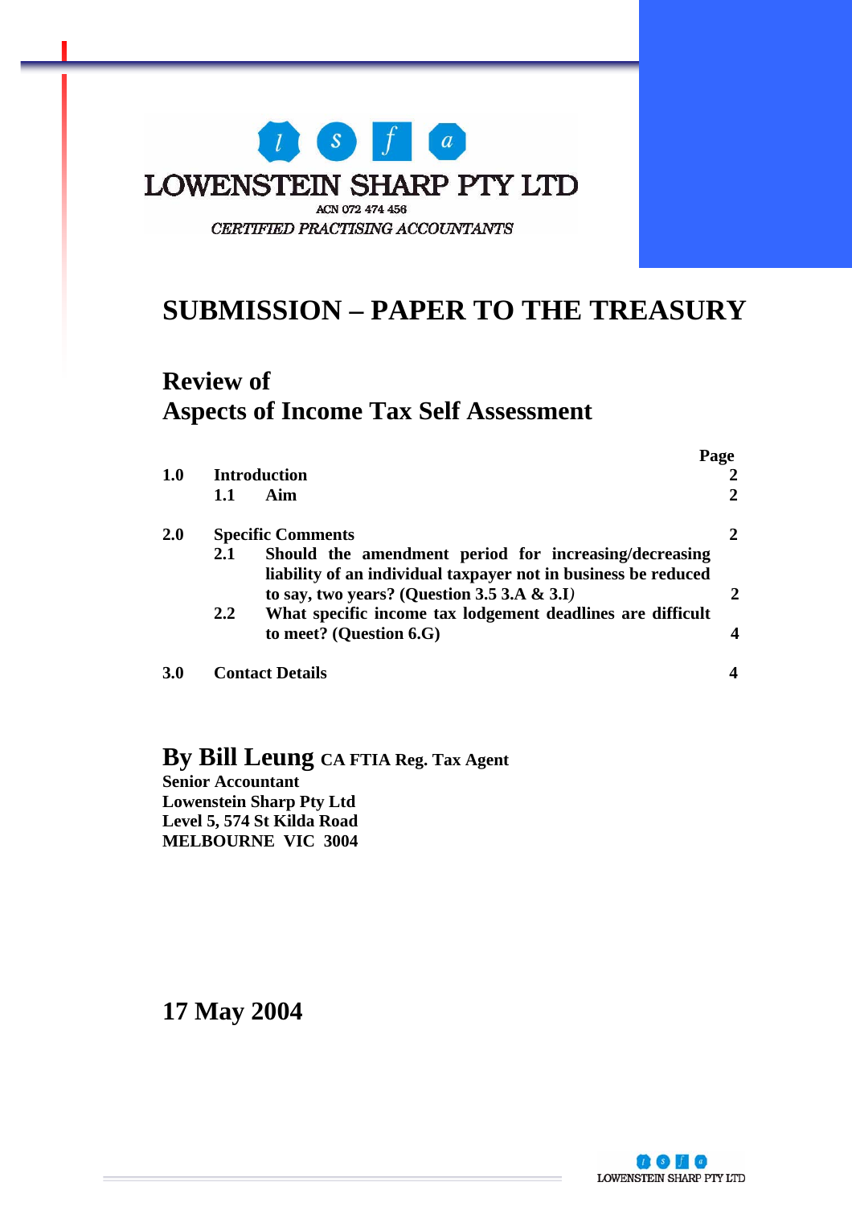l s f a

LOWENSTEIN SHARP PTY LTD

ACN 072 474 456

*CERTIFIED PRACTISING ACCOUNTANTS*

# SUBMISSION – PAPER TO THE TREASURY

## Review of
## Aspects of Income Tax Self Assessment

| | | | Page |
|---|---|---|---|
| **1.0** | **Introduction** | | **2** |
| | **1.1** | **Aim** | **2** |
| **2.0** | **Specific Comments** | | **2** |
| | **2.1** | **Should the amendment period for increasing/decreasing liability of an individual taxpayer not in business be reduced to say, two years? (Question 3.5 3.A & 3.I)** | **2** |
| | **2.2** | **What specific income tax lodgement deadlines are difficult to meet? (Question 6.G)** | **4** |
| **3.0** | **Contact Details** | | **4** |

**By Bill Leung CA FTIA Reg. Tax Agent**
**Senior Accountant**
**Lowenstein Sharp Pty Ltd**
**Level 5, 574 St Kilda Road**
**MELBOURNE VIC 3004**

## 17 May 2004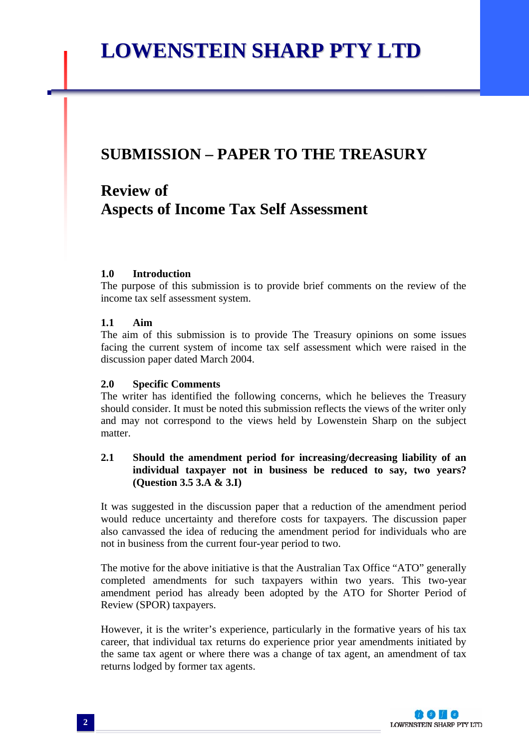# LOWENSTEIN SHARP PTY LTD

## SUBMISSION – PAPER TO THE TREASURY

## Review of Aspects of Income Tax Self Assessment

### 1.0 Introduction

The purpose of this submission is to provide brief comments on the review of the income tax self assessment system.

### 1.1 Aim

The aim of this submission is to provide The Treasury opinions on some issues facing the current system of income tax self assessment which were raised in the discussion paper dated March 2004.

### 2.0 Specific Comments

The writer has identified the following concerns, which he believes the Treasury should consider. It must be noted this submission reflects the views of the writer only and may not correspond to the views held by Lowenstein Sharp on the subject matter.

### 2.1 Should the amendment period for increasing/decreasing liability of an individual taxpayer not in business be reduced to say, two years? (Question 3.5 3.A & 3.I)

It was suggested in the discussion paper that a reduction of the amendment period would reduce uncertainty and therefore costs for taxpayers. The discussion paper also canvassed the idea of reducing the amendment period for individuals who are not in business from the current four-year period to two.

The motive for the above initiative is that the Australian Tax Office "ATO" generally completed amendments for such taxpayers within two years. This two-year amendment period has already been adopted by the ATO for Shorter Period of Review (SPOR) taxpayers.

However, it is the writer's experience, particularly in the formative years of his tax career, that individual tax returns do experience prior year amendments initiated by the same tax agent or where there was a change of tax agent, an amendment of tax returns lodged by former tax agents.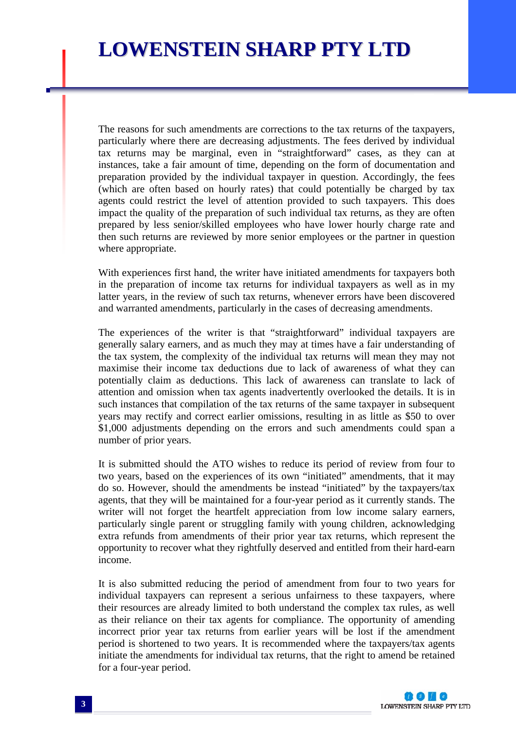The reasons for such amendments are corrections to the tax returns of the taxpayers, particularly where there are decreasing adjustments. The fees derived by individual tax returns may be marginal, even in "straightforward" cases, as they can at instances, take a fair amount of time, depending on the form of documentation and preparation provided by the individual taxpayer in question. Accordingly, the fees (which are often based on hourly rates) that could potentially be charged by tax agents could restrict the level of attention provided to such taxpayers. This does impact the quality of the preparation of such individual tax returns, as they are often prepared by less senior/skilled employees who have lower hourly charge rate and then such returns are reviewed by more senior employees or the partner in question where appropriate.

With experiences first hand, the writer have initiated amendments for taxpayers both in the preparation of income tax returns for individual taxpayers as well as in my latter years, in the review of such tax returns, whenever errors have been discovered and warranted amendments, particularly in the cases of decreasing amendments.

The experiences of the writer is that "straightforward" individual taxpayers are generally salary earners, and as much they may at times have a fair understanding of the tax system, the complexity of the individual tax returns will mean they may not maximise their income tax deductions due to lack of awareness of what they can potentially claim as deductions. This lack of awareness can translate to lack of attention and omission when tax agents inadvertently overlooked the details. It is in such instances that compilation of the tax returns of the same taxpayer in subsequent years may rectify and correct earlier omissions, resulting in as little as $50 to over $1,000 adjustments depending on the errors and such amendments could span a number of prior years.

It is submitted should the ATO wishes to reduce its period of review from four to two years, based on the experiences of its own "initiated" amendments, that it may do so. However, should the amendments be instead "initiated" by the taxpayers/tax agents, that they will be maintained for a four-year period as it currently stands. The writer will not forget the heartfelt appreciation from low income salary earners, particularly single parent or struggling family with young children, acknowledging extra refunds from amendments of their prior year tax returns, which represent the opportunity to recover what they rightfully deserved and entitled from their hard-earn income.

It is also submitted reducing the period of amendment from four to two years for individual taxpayers can represent a serious unfairness to these taxpayers, where their resources are already limited to both understand the complex tax rules, as well as their reliance on their tax agents for compliance. The opportunity of amending incorrect prior year tax returns from earlier years will be lost if the amendment period is shortened to two years. It is recommended where the taxpayers/tax agents initiate the amendments for individual tax returns, that the right to amend be retained for a four-year period.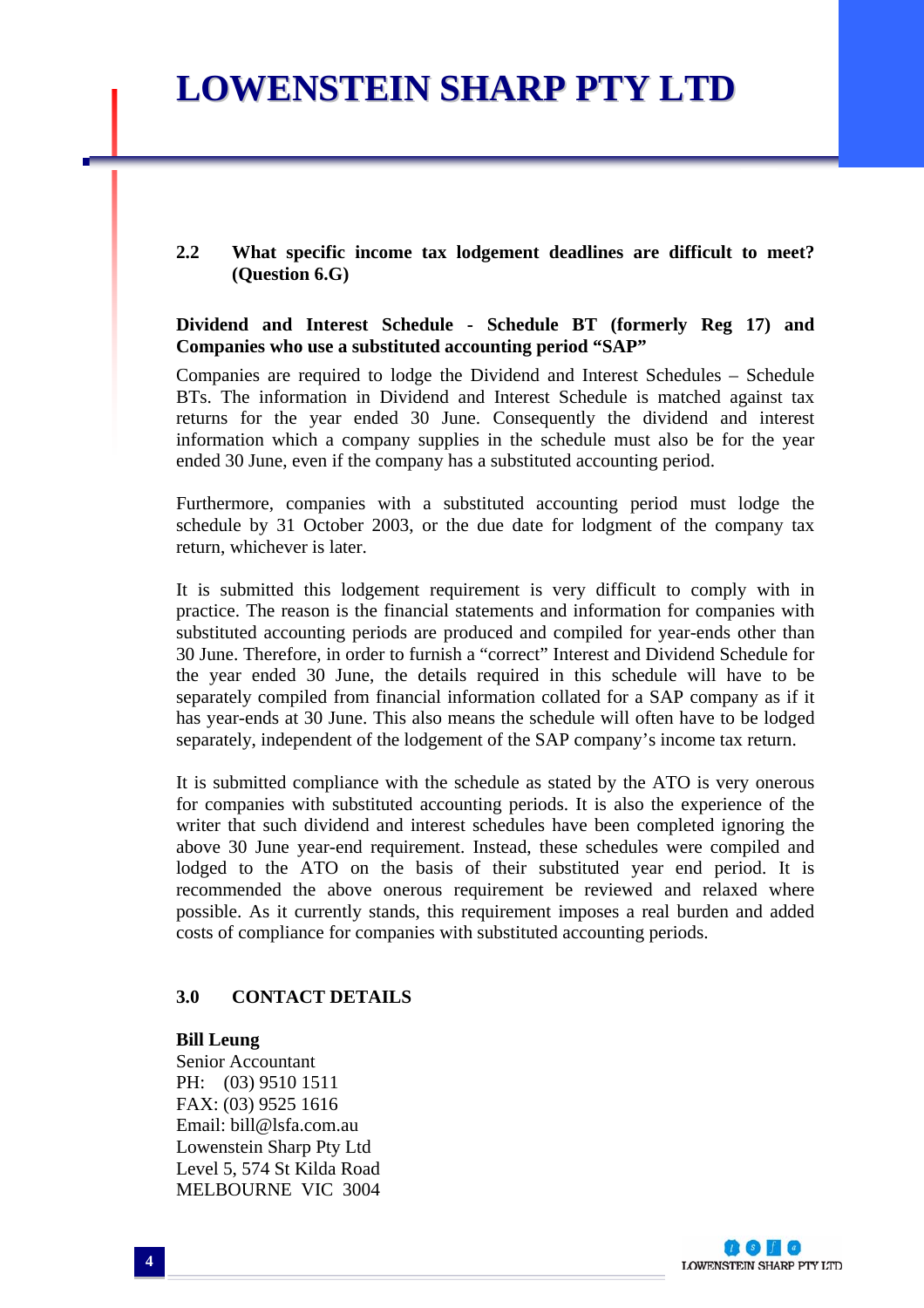### 2.2 What specific income tax lodgement deadlines are difficult to meet? (Question 6.G)

**Dividend and Interest Schedule - Schedule BT (formerly Reg 17) and Companies who use a substituted accounting period "SAP"**

Companies are required to lodge the Dividend and Interest Schedules – Schedule BTs. The information in Dividend and Interest Schedule is matched against tax returns for the year ended 30 June. Consequently the dividend and interest information which a company supplies in the schedule must also be for the year ended 30 June, even if the company has a substituted accounting period.

Furthermore, companies with a substituted accounting period must lodge the schedule by 31 October 2003, or the due date for lodgment of the company tax return, whichever is later.

It is submitted this lodgement requirement is very difficult to comply with in practice. The reason is the financial statements and information for companies with substituted accounting periods are produced and compiled for year-ends other than 30 June. Therefore, in order to furnish a "correct" Interest and Dividend Schedule for the year ended 30 June, the details required in this schedule will have to be separately compiled from financial information collated for a SAP company as if it has year-ends at 30 June. This also means the schedule will often have to be lodged separately, independent of the lodgement of the SAP company's income tax return.

It is submitted compliance with the schedule as stated by the ATO is very onerous for companies with substituted accounting periods. It is also the experience of the writer that such dividend and interest schedules have been completed ignoring the above 30 June year-end requirement. Instead, these schedules were compiled and lodged to the ATO on the basis of their substituted year end period. It is recommended the above onerous requirement be reviewed and relaxed where possible. As it currently stands, this requirement imposes a real burden and added costs of compliance for companies with substituted accounting periods.

## 3.0 CONTACT DETAILS

**Bill Leung**
Senior Accountant
PH: (03) 9510 1511
FAX: (03) 9525 1616
Email: bill@lsfa.com.au
Lowenstein Sharp Pty Ltd
Level 5, 574 St Kilda Road
MELBOURNE VIC 3004